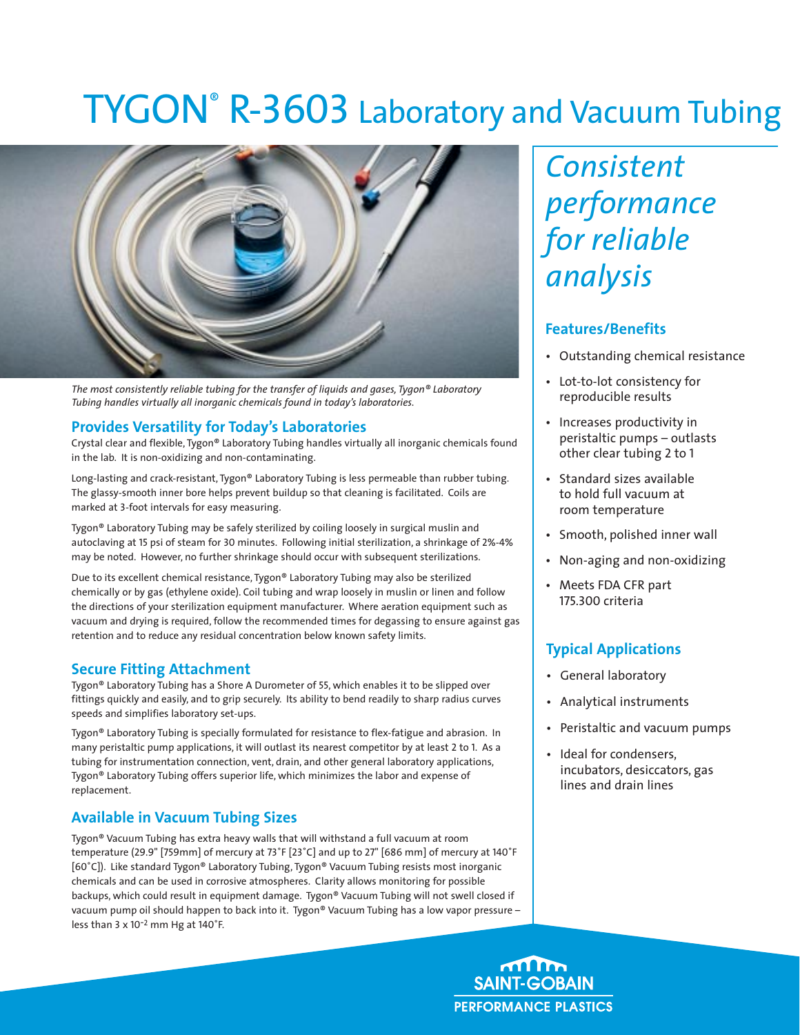# TYGON® R-3603 Laboratory and Vacuum Tubing

*The most consistently reliable tubing for the transfer of liquids and gases, Tygon® Laboratory Tubing handles virtually all inorganic chemicals found in today's laboratories.*

## Provides Versatility for Today's Laboratories

Crystal clear and flexible, Tygon® Laboratory Tubing handles virtually all inorganic chemicals found in the lab. It is non-oxidizing and non-contaminating.

Long-lasting and crack-resistant, Tygon® Laboratory Tubing is less permeable than rubber tubing. The glassy-smooth inner bore helps prevent buildup so that cleaning is facilitated. Coils are marked at 3-foot intervals for easy measuring.

Tygon® Laboratory Tubing may be safely sterilized by coiling loosely in surgical muslin and autoclaving at 15 psi of steam for 30 minutes. Following initial sterilization, a shrinkage of 2%-4% may be noted. However, no further shrinkage should occur with subsequent sterilizations.

Due to its excellent chemical resistance, Tygon® Laboratory Tubing may also be sterilized chemically or by gas (ethylene oxide). Coil tubing and wrap loosely in muslin or linen and follow the directions of your sterilization equipment manufacturer. Where aeration equipment such as vacuum and drying is required, follow the recommended times for degassing to ensure against gas retention and to reduce any residual concentration below known safety limits.

## Secure Fitting Attachment

Tygon® Laboratory Tubing has a Shore A Durometer of 55, which enables it to be slipped over fittings quickly and easily, and to grip securely. Its ability to bend readily to sharp radius curves speeds and simplifies laboratory set-ups.

Tygon® Laboratory Tubing is specially formulated for resistance to flex-fatigue and abrasion. In many peristaltic pump applications, it will outlast its nearest competitor by at least 2 to 1. As a tubing for instrumentation connection, vent, drain, and other general laboratory applications, Tygon® Laboratory Tubing offers superior life, which minimizes the labor and expense of replacement.

## Available in Vacuum Tubing Sizes

Tygon® Vacuum Tubing has extra heavy walls that will withstand a full vacuum at room temperature (29.9" [759mm] of mercury at 73°F [23°C] and up to 27" [686 mm] of mercury at 140°F [60°C]). Like standard Tygon® Laboratory Tubing, Tygon® Vacuum Tubing resists most inorganic chemicals and can be used in corrosive atmospheres. Clarity allows monitoring for possible backups, which could result in equipment damage. Tygon® Vacuum Tubing will not swell closed if vacuum pump oil should happen to back into it. Tygon® Vacuum Tubing has a low vapor pressure – less than $3 \times 10^{-2}$ mm Hg at 140°F.

*Consistent performance for reliable analysis*

## Features/Benefits

- Outstanding chemical resistance
- Lot-to-lot consistency for reproducible results
- Increases productivity in peristaltic pumps – outlasts other clear tubing 2 to 1
- Standard sizes available to hold full vacuum at room temperature
- Smooth, polished inner wall
- Non-aging and non-oxidizing
- Meets FDA CFR part 175.300 criteria

## Typical Applications

- General laboratory
- Analytical instruments
- Peristaltic and vacuum pumps
- Ideal for condensers, incubators, desiccators, gas lines and drain lines

SAINT-GOBAIN
PERFORMANCE PLASTICS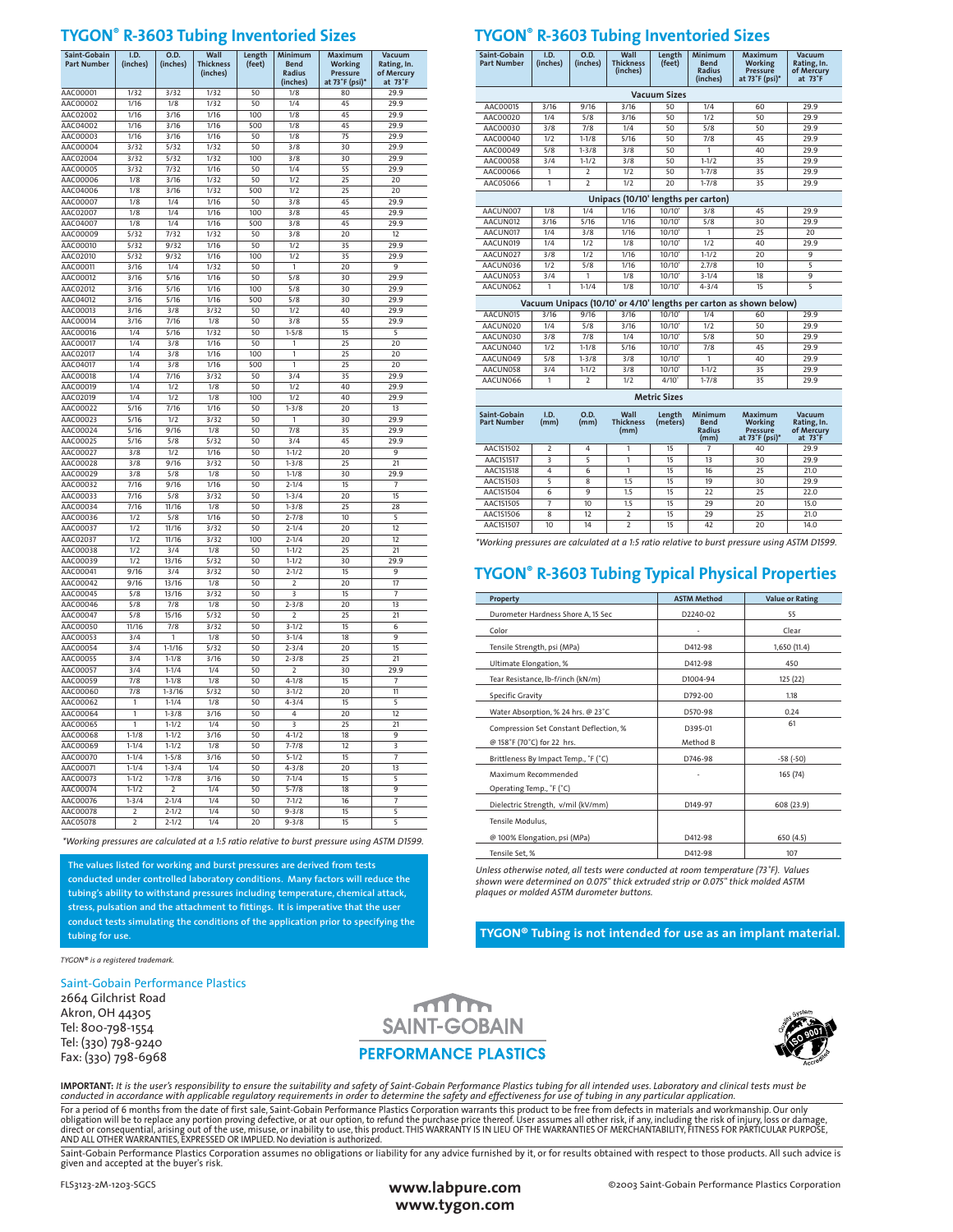## TYGON® R-3603 Tubing Inventoried Sizes

| Saint-Gobain Part Number | I.D. (inches) | O.D. (inches) | Wall Thickness (inches) | Length (feet) | Minimum Bend Radius (inches) | Maximum Working Pressure at 73°F (psi)* | Vacuum Rating, In. of Mercury at 73°F |
|---|---|---|---|---|---|---|---|
| AAC00001 | 1/32 | 3/32 | 1/32 | 50 | 1/8 | 80 | 29.9 |
| AAC00002 | 1/16 | 1/8 | 1/32 | 50 | 1/4 | 45 | 29.9 |
| AAC02002 | 1/16 | 3/16 | 1/16 | 100 | 1/8 | 45 | 29.9 |
| AAC04002 | 1/16 | 3/16 | 1/16 | 500 | 1/8 | 45 | 29.9 |
| AAC00003 | 1/16 | 3/16 | 1/16 | 50 | 1/8 | 75 | 29.9 |
| AAC00004 | 3/32 | 5/32 | 1/32 | 50 | 3/8 | 30 | 29.9 |
| AAC02004 | 3/32 | 5/32 | 1/32 | 100 | 3/8 | 30 | 29.9 |
| AAC00005 | 3/32 | 7/32 | 1/16 | 50 | 1/4 | 55 | 29.9 |
| AAC00006 | 1/8 | 3/16 | 1/32 | 50 | 1/2 | 25 | 20 |
| AAC04006 | 1/8 | 3/16 | 1/32 | 500 | 1/2 | 25 | 20 |
| AAC00007 | 1/8 | 1/4 | 1/16 | 50 | 3/8 | 45 | 29.9 |
| AAC02007 | 1/8 | 1/4 | 1/16 | 100 | 3/8 | 45 | 29.9 |
| AAC04007 | 1/8 | 1/4 | 1/16 | 500 | 3/8 | 45 | 29.9 |
| AAC00009 | 5/32 | 7/32 | 1/32 | 50 | 3/8 | 20 | 12 |
| AAC00010 | 5/32 | 9/32 | 1/16 | 50 | 1/2 | 35 | 29.9 |
| AAC02010 | 5/32 | 9/32 | 1/16 | 100 | 1/2 | 35 | 29.9 |
| AAC00011 | 3/16 | 1/4 | 1/32 | 50 | 1 | 20 | 9 |
| AAC00012 | 3/16 | 5/16 | 1/16 | 50 | 5/8 | 30 | 29.9 |
| AAC02012 | 3/16 | 5/16 | 1/16 | 100 | 5/8 | 30 | 29.9 |
| AAC04012 | 3/16 | 5/16 | 1/16 | 500 | 5/8 | 30 | 29.9 |
| AAC00013 | 3/16 | 3/8 | 3/32 | 50 | 1/2 | 40 | 29.9 |
| AAC00014 | 3/16 | 7/16 | 1/8 | 50 | 3/8 | 55 | 29.9 |
| AAC00016 | 1/4 | 5/16 | 1/32 | 50 | 1-5/8 | 15 | 5 |
| AAC00017 | 1/4 | 3/8 | 1/16 | 50 | 1 | 25 | 20 |
| AAC02017 | 1/4 | 3/8 | 1/16 | 100 | 1 | 25 | 20 |
| AAC04017 | 1/4 | 3/8 | 1/16 | 500 | 1 | 25 | 20 |
| AAC00018 | 1/4 | 7/16 | 3/32 | 50 | 3/4 | 35 | 29.9 |
| AAC00019 | 1/4 | 1/2 | 1/8 | 50 | 1/2 | 40 | 29.9 |
| AAC02019 | 1/4 | 1/2 | 1/8 | 100 | 1/2 | 40 | 29.9 |
| AAC00022 | 5/16 | 7/16 | 1/16 | 50 | 1-3/8 | 20 | 13 |
| AAC00023 | 5/16 | 1/2 | 3/32 | 50 | 1 | 30 | 29.9 |
| AAC00024 | 5/16 | 9/16 | 1/8 | 50 | 7/8 | 35 | 29.9 |
| AAC00025 | 5/16 | 5/8 | 5/32 | 50 | 3/4 | 45 | 29.9 |
| AAC00027 | 3/8 | 1/2 | 1/16 | 50 | 1-1/2 | 20 | 9 |
| AAC00028 | 3/8 | 9/16 | 3/32 | 50 | 1-3/8 | 25 | 21 |
| AAC00029 | 3/8 | 5/8 | 1/8 | 50 | 1-1/8 | 30 | 29.9 |
| AAC00032 | 7/16 | 9/16 | 1/16 | 50 | 2-1/4 | 15 | 7 |
| AAC00033 | 7/16 | 5/8 | 3/32 | 50 | 1-3/4 | 20 | 15 |
| AAC00034 | 7/16 | 11/16 | 1/8 | 50 | 1-3/8 | 25 | 28 |
| AAC00036 | 1/2 | 5/8 | 1/16 | 50 | 2-7/8 | 10 | 5 |
| AAC00037 | 1/2 | 11/16 | 3/32 | 50 | 2-1/4 | 20 | 12 |
| AAC02037 | 1/2 | 11/16 | 3/32 | 100 | 2-1/4 | 20 | 12 |
| AAC00038 | 1/2 | 3/4 | 1/8 | 50 | 1-1/2 | 25 | 21 |
| AAC00039 | 1/2 | 13/16 | 5/32 | 50 | 1-1/2 | 30 | 29.9 |
| AAC00041 | 9/16 | 3/4 | 3/32 | 50 | 2-1/2 | 15 | 9 |
| AAC00042 | 9/16 | 13/16 | 1/8 | 50 | 2 | 20 | 17 |
| AAC00045 | 5/8 | 13/16 | 3/32 | 50 | 3 | 15 | 7 |
| AAC00046 | 5/8 | 7/8 | 1/8 | 50 | 2-3/8 | 20 | 13 |
| AAC00047 | 5/8 | 15/16 | 5/32 | 50 | 2 | 25 | 21 |
| AAC00050 | 11/16 | 7/8 | 3/32 | 50 | 3-1/2 | 15 | 6 |
| AAC00053 | 3/4 | 1 | 1/8 | 50 | 3-1/4 | 18 | 9 |
| AAC00054 | 3/4 | 1-1/16 | 5/32 | 50 | 2-3/4 | 20 | 15 |
| AAC00055 | 3/4 | 1-1/8 | 3/16 | 50 | 2-3/8 | 25 | 21 |
| AAC00057 | 3/4 | 1-1/4 | 1/4 | 50 | 2 | 30 | 29.9 |
| AAC00059 | 7/8 | 1-1/8 | 1/8 | 50 | 4-1/8 | 15 | 7 |
| AAC00060 | 7/8 | 1-3/16 | 5/32 | 50 | 3-1/2 | 20 | 11 |
| AAC00062 | 1 | 1-1/4 | 1/8 | 50 | 4-3/4 | 15 | 5 |
| AAC00064 | 1 | 1-3/8 | 3/16 | 50 | 4 | 20 | 12 |
| AAC00065 | 1 | 1-1/2 | 1/4 | 50 | 3 | 25 | 21 |
| AAC00068 | 1-1/8 | 1-1/2 | 3/16 | 50 | 4-1/2 | 18 | 9 |
| AAC00069 | 1-1/4 | 1-1/2 | 1/8 | 50 | 7-7/8 | 12 | 3 |
| AAC00070 | 1-1/4 | 1-5/8 | 3/16 | 50 | 5-1/2 | 15 | 7 |
| AAC00071 | 1-1/4 | 1-3/4 | 1/4 | 50 | 4-3/8 | 20 | 13 |
| AAC00073 | 1-1/2 | 1-7/8 | 3/16 | 50 | 7-1/4 | 15 | 5 |
| AAC00074 | 1-1/2 | 2 | 1/4 | 50 | 5-7/8 | 18 | 9 |
| AAC00076 | 1-3/4 | 2-1/4 | 1/4 | 50 | 7-1/2 | 16 | 7 |
| AAC00078 | 2 | 2-1/2 | 1/4 | 50 | 9-3/8 | 15 | 5 |
| AAC05078 | 2 | 2-1/2 | 1/4 | 20 | 9-3/8 | 15 | 5 |

*Working pressures are calculated at a 1:5 ratio relative to burst pressure using ASTM D1599.

**The values listed for working and burst pressures are derived from tests conducted under controlled laboratory conditions. Many factors will reduce the tubing's ability to withstand pressures including temperature, chemical attack, stress, pulsation and the attachment to fittings. It is imperative that the user conduct tests simulating the conditions of the application prior to specifying the tubing for use.**

*TYGON® is a registered trademark.*

Saint-Gobain Performance Plastics
2664 Gilchrist Road
Akron, OH 44305
Tel: 800-798-1554
Tel: (330) 798-9240
Fax: (330) 798-6968

## TYGON® R-3603 Tubing Inventoried Sizes

| Saint-Gobain Part Number | I.D. (inches) | O.D. (inches) | Wall Thickness (inches) | Length (feet) | Minimum Bend Radius (inches) | Maximum Working Pressure at 73°F (psi)* | Vacuum Rating, In. of Mercury at 73°F |
|---|---|---|---|---|---|---|---|
| **Vacuum Sizes** | | | | | | | |
| AAC00015 | 3/16 | 9/16 | 3/16 | 50 | 1/4 | 60 | 29.9 |
| AAC00020 | 1/4 | 5/8 | 3/16 | 50 | 1/2 | 50 | 29.9 |
| AAC00030 | 3/8 | 7/8 | 1/4 | 50 | 5/8 | 50 | 29.9 |
| AAC00040 | 1/2 | 1-1/8 | 5/16 | 50 | 7/8 | 45 | 29.9 |
| AAC00049 | 5/8 | 1-3/8 | 3/8 | 50 | 1 | 40 | 29.9 |
| AAC00058 | 3/4 | 1-1/2 | 3/8 | 50 | 1-1/2 | 35 | 29.9 |
| AAC00066 | 1 | 2 | 1/2 | 50 | 1-7/8 | 35 | 29.9 |
| AAC05066 | 1 | 2 | 1/2 | 20 | 1-7/8 | 35 | 29.9 |
| **Unipacs (10/10' lengths per carton)** | | | | | | | |
| AACUN007 | 1/8 | 1/4 | 1/16 | 10/10' | 3/8 | 45 | 29.9 |
| AACUN012 | 3/16 | 5/16 | 1/16 | 10/10' | 5/8 | 30 | 29.9 |
| AACUN017 | 1/4 | 3/8 | 1/16 | 10/10' | 1 | 25 | 20 |
| AACUN019 | 1/4 | 1/2 | 1/8 | 10/10' | 1/2 | 40 | 29.9 |
| AACUN027 | 3/8 | 1/2 | 1/16 | 10/10' | 1-1/2 | 20 | 9 |
| AACUN036 | 1/2 | 5/8 | 1/16 | 10/10' | 2.7/8 | 10 | 5 |
| AACUN053 | 3/4 | 1 | 1/8 | 10/10' | 3-1/4 | 18 | 9 |
| AACUN062 | 1 | 1-1/4 | 1/8 | 10/10' | 4-3/4 | 15 | 5 |
| **Vacuum Unipacs (10/10' or 4/10' lengths per carton as shown below)** | | | | | | | |
| AACUN015 | 3/16 | 9/16 | 3/16 | 10/10' | 1/4 | 60 | 29.9 |
| AACUN020 | 1/4 | 5/8 | 3/16 | 10/10' | 1/2 | 50 | 29.9 |
| AACUN030 | 3/8 | 7/8 | 1/4 | 10/10' | 5/8 | 50 | 29.9 |
| AACUN040 | 1/2 | 1-1/8 | 5/16 | 10/10' | 7/8 | 45 | 29.9 |
| AACUN049 | 5/8 | 1-3/8 | 3/8 | 10/10' | 1 | 40 | 29.9 |
| AACUN058 | 3/4 | 1-1/2 | 3/8 | 10/10' | 1-1/2 | 35 | 29.9 |
| AACUN066 | 1 | 2 | 1/2 | 4/10' | 1-7/8 | 35 | 29.9 |

**Metric Sizes**

| Saint-Gobain Part Number | I.D. (mm) | O.D. (mm) | Wall Thickness (mm) | Length (meters) | Minimum Bend Radius (mm) | Maximum Working Pressure at 73°F (psi)* | Vacuum Rating, In. of Mercury at 73°F |
|---|---|---|---|---|---|---|---|
| AAC1S1502 | 2 | 4 | 1 | 15 | 7 | 40 | 29.9 |
| AAC1S1517 | 3 | 5 | 1 | 15 | 13 | 30 | 29.9 |
| AAC1S1518 | 4 | 6 | 1 | 15 | 16 | 25 | 21.0 |
| AAC1S1503 | 5 | 8 | 1.5 | 15 | 19 | 30 | 29.9 |
| AAC1S1504 | 6 | 9 | 1.5 | 15 | 22 | 25 | 22.0 |
| AAC1S1505 | 7 | 10 | 1.5 | 15 | 29 | 20 | 15.0 |
| AAC1S1506 | 8 | 12 | 2 | 15 | 29 | 25 | 21.0 |
| AAC1S1507 | 10 | 14 | 2 | 15 | 42 | 20 | 14.0 |

*Working pressures are calculated at a 1:5 ratio relative to burst pressure using ASTM D1599.

## TYGON® R-3603 Tubing Typical Physical Properties

| Property | ASTM Method | Value or Rating |
|---|---|---|
| Durometer Hardness Shore A, 15 Sec | D2240-02 | 55 |
| Color | - | Clear |
| Tensile Strength, psi (MPa) | D412-98 | 1,650 (11.4) |
| Ultimate Elongation, % | D412-98 | 450 |
| Tear Resistance, lb-f/inch (kN/m) | D1004-94 | 125 (22) |
| Specific Gravity | D792-00 | 1.18 |
| Water Absorption, % 24 hrs. @ 23°C | D570-98 | 0.24 |
| Compression Set Constant Deflection, % @ 158°F (70°C) for 22 hrs. | D395-01 Method B | 61 |
| Brittleness By Impact Temp., °F (°C) | D746-98 | -58 (-50) |
| Maximum Recommended Operating Temp., °F (°C) | - | 165 (74) |
| Dielectric Strength, v/mil (kV/mm) | D149-97 | 608 (23.9) |
| Tensile Modulus, @ 100% Elongation, psi (MPa) | D412-98 | 650 (4.5) |
| Tensile Set, % | D412-98 | 107 |

*Unless otherwise noted, all tests were conducted at room temperature (73°F). Values shown were determined on 0.075" thick extruded strip or 0.075" thick molded ASTM plaques or molded ASTM durometer buttons.*

**TYGON® Tubing is not intended for use as an implant material.**

SAINT-GOBAIN PERFORMANCE PLASTICS

**IMPORTANT:** *It is the user's responsibility to ensure the suitability and safety of Saint-Gobain Performance Plastics tubing for all intended uses. Laboratory and clinical tests must be conducted in accordance with applicable regulatory requirements in order to determine the safety and effectiveness for use of tubing in any particular application.*

For a period of 6 months from the date of first sale, Saint-Gobain Performance Plastics Corporation warrants this product to be free from defects in materials and workmanship. Our only obligation will be to replace any portion proving defective, or at our option, to refund the purchase price thereof. User assumes all other risk, if any, including the risk of injury, loss or damage, direct or consequential, arising out of the use, misuse, or inability to use, this product. THIS WARRANTY IS IN LIEU OF THE WARRANTIES OF MERCHANTABILITY, FITNESS FOR PARTICULAR PURPOSE, AND ALL OTHER WARRANTIES, EXPRESSED OR IMPLIED. No deviation is authorized.

Saint-Gobain Performance Plastics Corporation assumes no obligations or liability for any advice furnished by it, or for results obtained with respect to those products. All such advice is given and accepted at the buyer's risk.

FLS3123-2M-1203-SGCS

**www.labpure.com**
**www.tygon.com**

©2003 Saint-Gobain Performance Plastics Corporation